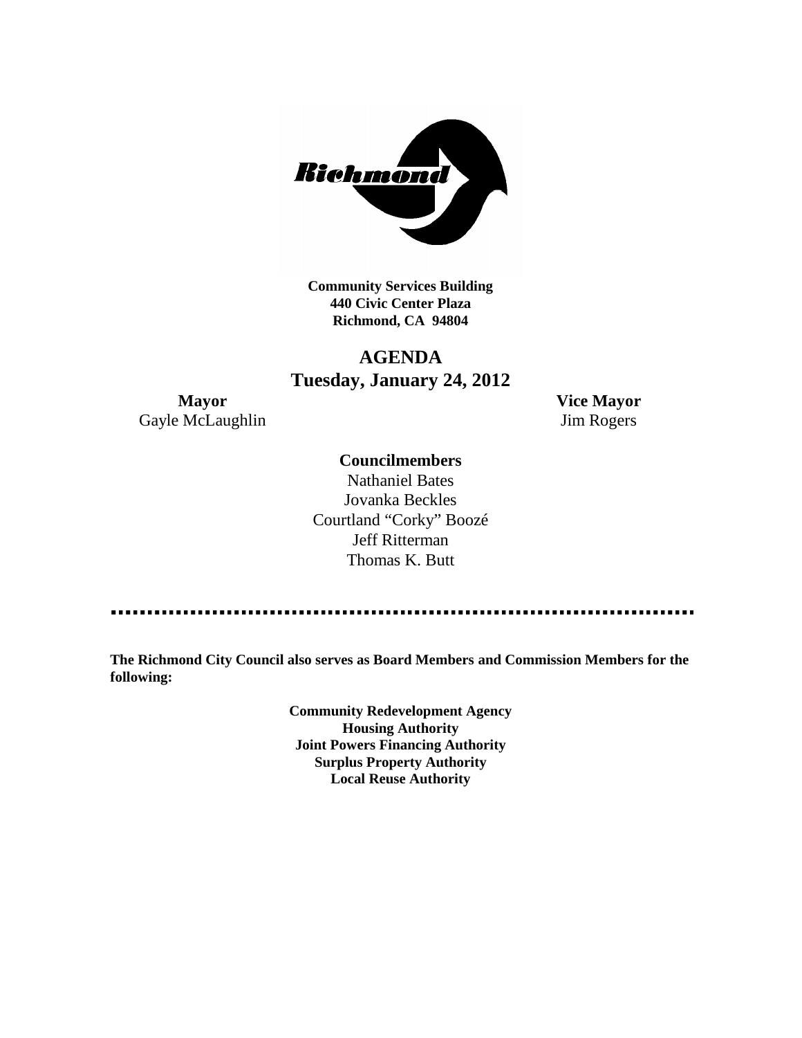**Community Services Building**
**440 Civic Center Plaza**
**Richmond, CA 94804**

# AGENDA
## Tuesday, January 24, 2012

**Mayor**
Gayle McLaughlin

**Vice Mayor**
Jim Rogers

**Councilmembers**

Nathaniel Bates
Jovanka Beckles
Courtland "Corky" Boozé
Jeff Ritterman
Thomas K. Butt

---

**The Richmond City Council also serves as Board Members and Commission Members for the following:**

**Community Redevelopment Agency**
**Housing Authority**
**Joint Powers Financing Authority**
**Surplus Property Authority**
**Local Reuse Authority**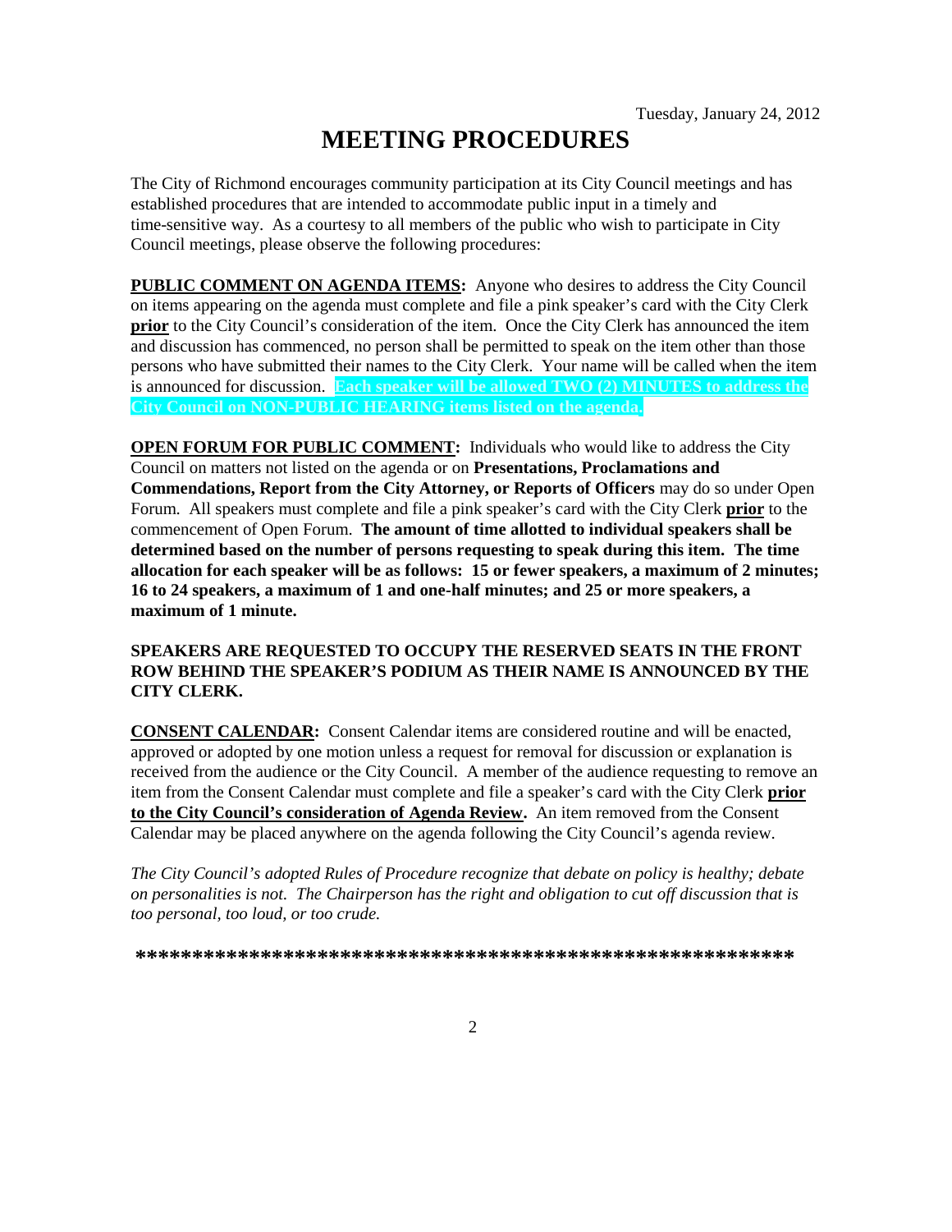Tuesday, January 24, 2012

# MEETING PROCEDURES

The City of Richmond encourages community participation at its City Council meetings and has established procedures that are intended to accommodate public input in a timely and time-sensitive way. As a courtesy to all members of the public who wish to participate in City Council meetings, please observe the following procedures:

**PUBLIC COMMENT ON AGENDA ITEMS:** Anyone who desires to address the City Council on items appearing on the agenda must complete and file a pink speaker's card with the City Clerk **prior** to the City Council's consideration of the item. Once the City Clerk has announced the item and discussion has commenced, no person shall be permitted to speak on the item other than those persons who have submitted their names to the City Clerk. Your name will be called when the item is announced for discussion. **Each speaker will be allowed TWO (2) MINUTES to address the City Council on NON-PUBLIC HEARING items listed on the agenda.**

**OPEN FORUM FOR PUBLIC COMMENT:** Individuals who would like to address the City Council on matters not listed on the agenda or on **Presentations, Proclamations and Commendations, Report from the City Attorney, or Reports of Officers** may do so under Open Forum. All speakers must complete and file a pink speaker's card with the City Clerk **prior** to the commencement of Open Forum. **The amount of time allotted to individual speakers shall be determined based on the number of persons requesting to speak during this item. The time allocation for each speaker will be as follows: 15 or fewer speakers, a maximum of 2 minutes; 16 to 24 speakers, a maximum of 1 and one-half minutes; and 25 or more speakers, a maximum of 1 minute.**

**SPEAKERS ARE REQUESTED TO OCCUPY THE RESERVED SEATS IN THE FRONT ROW BEHIND THE SPEAKER'S PODIUM AS THEIR NAME IS ANNOUNCED BY THE CITY CLERK.**

**CONSENT CALENDAR:** Consent Calendar items are considered routine and will be enacted, approved or adopted by one motion unless a request for removal for discussion or explanation is received from the audience or the City Council. A member of the audience requesting to remove an item from the Consent Calendar must complete and file a speaker's card with the City Clerk **prior to the City Council's consideration of Agenda Review.** An item removed from the Consent Calendar may be placed anywhere on the agenda following the City Council's agenda review.

*The City Council's adopted Rules of Procedure recognize that debate on policy is healthy; debate on personalities is not. The Chairperson has the right and obligation to cut off discussion that is too personal, too loud, or too crude.*

**************************************************************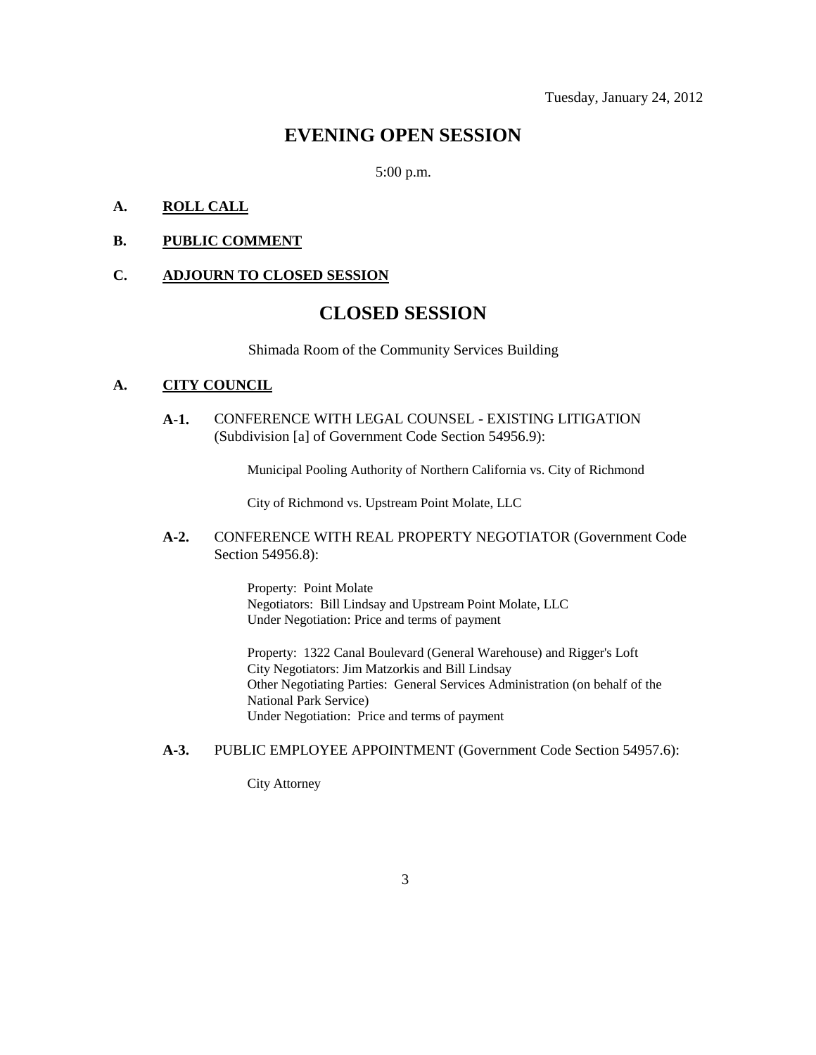Tuesday, January 24, 2012

# EVENING OPEN SESSION

5:00 p.m.

**A. ROLL CALL**

**B. PUBLIC COMMENT**

**C. ADJOURN TO CLOSED SESSION**

# CLOSED SESSION

Shimada Room of the Community Services Building

**A. CITY COUNCIL**

**A-1.** CONFERENCE WITH LEGAL COUNSEL - EXISTING LITIGATION (Subdivision [a] of Government Code Section 54956.9):

Municipal Pooling Authority of Northern California vs. City of Richmond

City of Richmond vs. Upstream Point Molate, LLC

**A-2.** CONFERENCE WITH REAL PROPERTY NEGOTIATOR (Government Code Section 54956.8):

Property: Point Molate
Negotiators: Bill Lindsay and Upstream Point Molate, LLC
Under Negotiation: Price and terms of payment

Property: 1322 Canal Boulevard (General Warehouse) and Rigger's Loft
City Negotiators: Jim Matzorkis and Bill Lindsay
Other Negotiating Parties: General Services Administration (on behalf of the National Park Service)
Under Negotiation: Price and terms of payment

**A-3.** PUBLIC EMPLOYEE APPOINTMENT (Government Code Section 54957.6):

City Attorney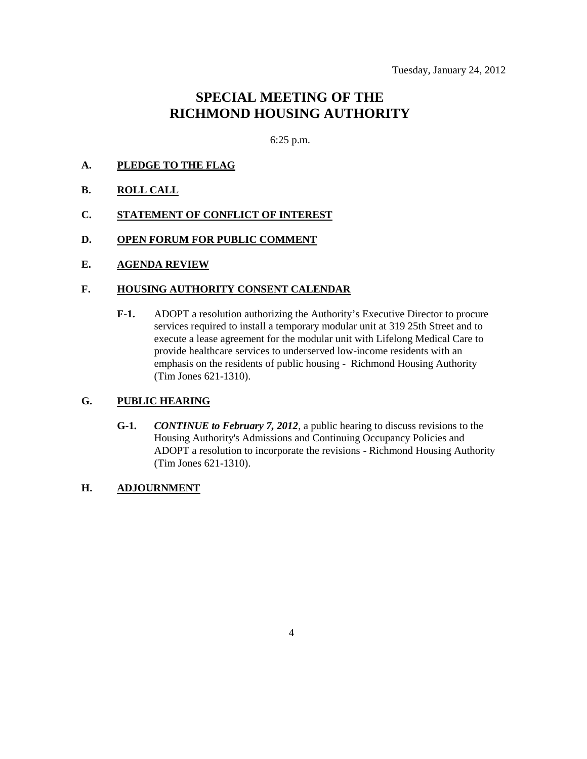Tuesday, January 24, 2012

# SPECIAL MEETING OF THE RICHMOND HOUSING AUTHORITY

6:25 p.m.

**A. PLEDGE TO THE FLAG**

**B. ROLL CALL**

**C. STATEMENT OF CONFLICT OF INTEREST**

**D. OPEN FORUM FOR PUBLIC COMMENT**

**E. AGENDA REVIEW**

**F. HOUSING AUTHORITY CONSENT CALENDAR**

**F-1.** ADOPT a resolution authorizing the Authority's Executive Director to procure services required to install a temporary modular unit at 319 25th Street and to execute a lease agreement for the modular unit with Lifelong Medical Care to provide healthcare services to underserved low-income residents with an emphasis on the residents of public housing - Richmond Housing Authority (Tim Jones 621-1310).

**G. PUBLIC HEARING**

**G-1.** ***CONTINUE to February 7, 2012***, a public hearing to discuss revisions to the Housing Authority's Admissions and Continuing Occupancy Policies and ADOPT a resolution to incorporate the revisions - Richmond Housing Authority (Tim Jones 621-1310).

**H. ADJOURNMENT**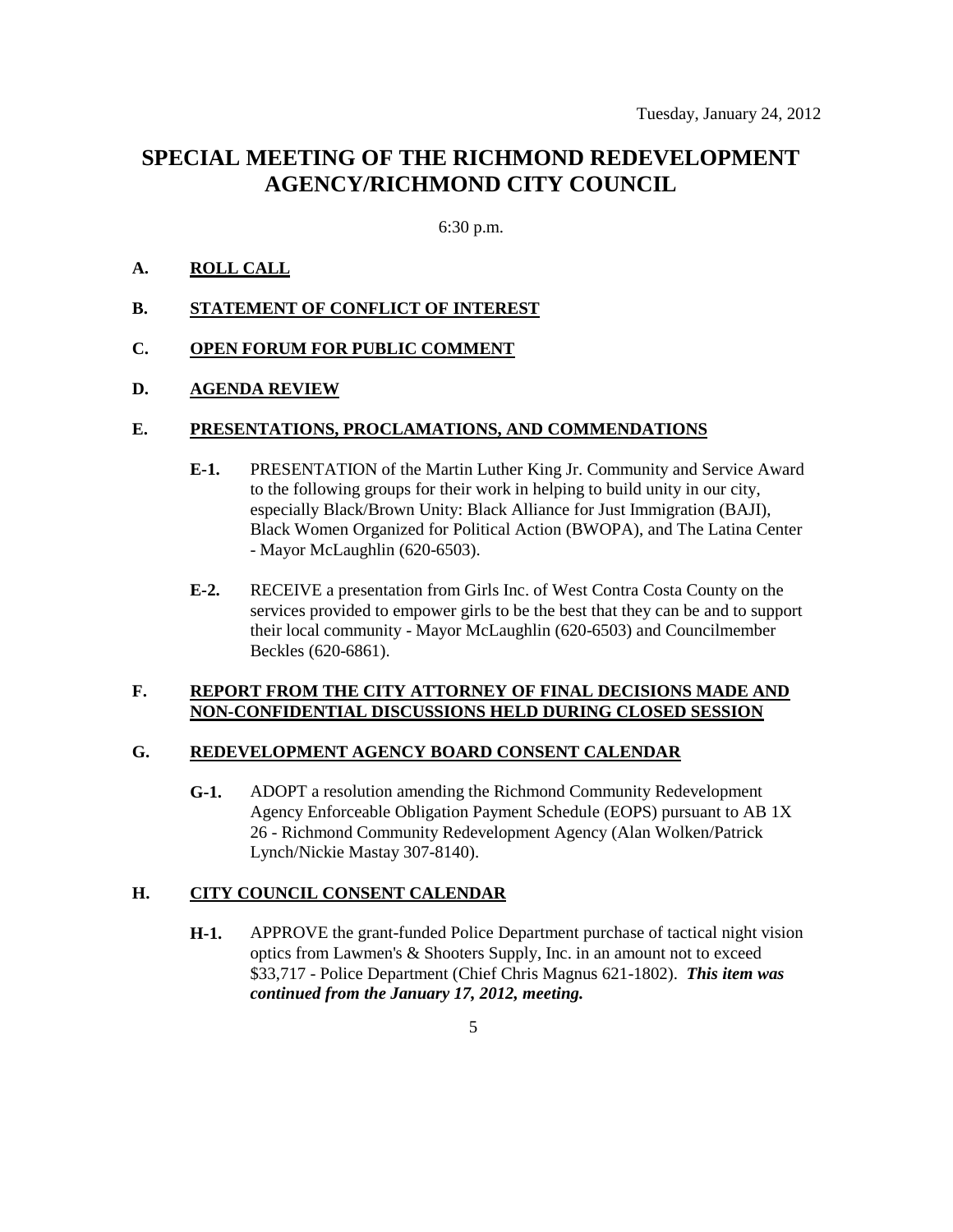Tuesday, January 24, 2012

# SPECIAL MEETING OF THE RICHMOND REDEVELOPMENT AGENCY/RICHMOND CITY COUNCIL

6:30 p.m.

**A. ROLL CALL**

**B. STATEMENT OF CONFLICT OF INTEREST**

**C. OPEN FORUM FOR PUBLIC COMMENT**

**D. AGENDA REVIEW**

**E. PRESENTATIONS, PROCLAMATIONS, AND COMMENDATIONS**

**E-1.** PRESENTATION of the Martin Luther King Jr. Community and Service Award to the following groups for their work in helping to build unity in our city, especially Black/Brown Unity: Black Alliance for Just Immigration (BAJI), Black Women Organized for Political Action (BWOPA), and The Latina Center - Mayor McLaughlin (620-6503).

**E-2.** RECEIVE a presentation from Girls Inc. of West Contra Costa County on the services provided to empower girls to be the best that they can be and to support their local community - Mayor McLaughlin (620-6503) and Councilmember Beckles (620-6861).

**F. REPORT FROM THE CITY ATTORNEY OF FINAL DECISIONS MADE AND NON-CONFIDENTIAL DISCUSSIONS HELD DURING CLOSED SESSION**

**G. REDEVELOPMENT AGENCY BOARD CONSENT CALENDAR**

**G-1.** ADOPT a resolution amending the Richmond Community Redevelopment Agency Enforceable Obligation Payment Schedule (EOPS) pursuant to AB 1X 26 - Richmond Community Redevelopment Agency (Alan Wolken/Patrick Lynch/Nickie Mastay 307-8140).

**H. CITY COUNCIL CONSENT CALENDAR**

**H-1.** APPROVE the grant-funded Police Department purchase of tactical night vision optics from Lawmen's & Shooters Supply, Inc. in an amount not to exceed $33,717 - Police Department (Chief Chris Magnus 621-1802). ***This item was continued from the January 17, 2012, meeting.***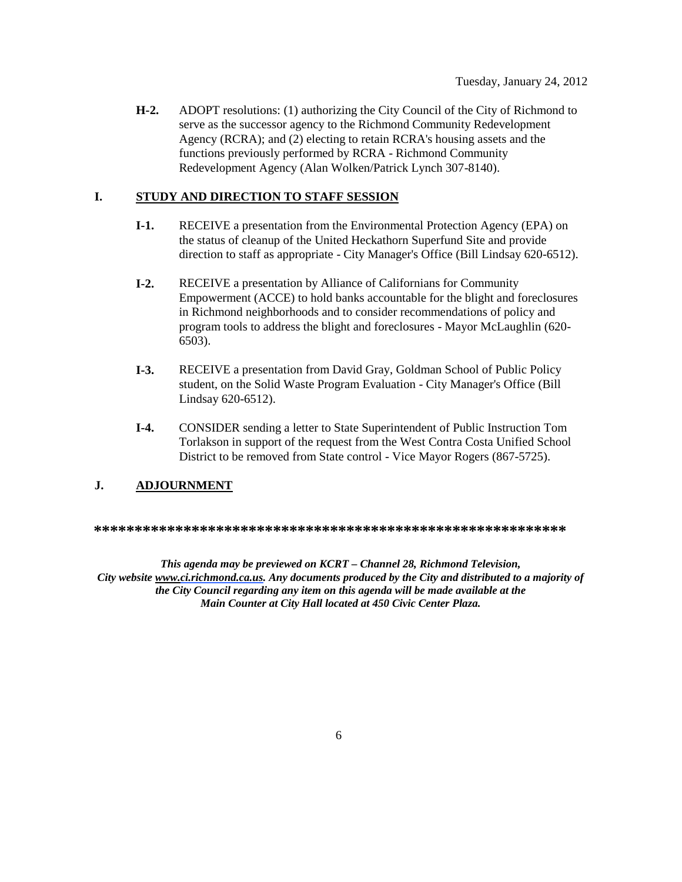**H-2.** ADOPT resolutions: (1) authorizing the City Council of the City of Richmond to serve as the successor agency to the Richmond Community Redevelopment Agency (RCRA); and (2) electing to retain RCRA's housing assets and the functions previously performed by RCRA - Richmond Community Redevelopment Agency (Alan Wolken/Patrick Lynch 307-8140).

## I. STUDY AND DIRECTION TO STAFF SESSION

**I-1.** RECEIVE a presentation from the Environmental Protection Agency (EPA) on the status of cleanup of the United Heckathorn Superfund Site and provide direction to staff as appropriate - City Manager's Office (Bill Lindsay 620-6512).

**I-2.** RECEIVE a presentation by Alliance of Californians for Community Empowerment (ACCE) to hold banks accountable for the blight and foreclosures in Richmond neighborhoods and to consider recommendations of policy and program tools to address the blight and foreclosures - Mayor McLaughlin (620-6503).

**I-3.** RECEIVE a presentation from David Gray, Goldman School of Public Policy student, on the Solid Waste Program Evaluation - City Manager's Office (Bill Lindsay 620-6512).

**I-4.** CONSIDER sending a letter to State Superintendent of Public Instruction Tom Torlakson in support of the request from the West Contra Costa Unified School District to be removed from State control - Vice Mayor Rogers (867-5725).

## J. ADJOURNMENT

**************************************************************

***This agenda may be previewed on KCRT – Channel 28, Richmond Television, City website www.ci.richmond.ca.us. Any documents produced by the City and distributed to a majority of the City Council regarding any item on this agenda will be made available at the Main Counter at City Hall located at 450 Civic Center Plaza.***